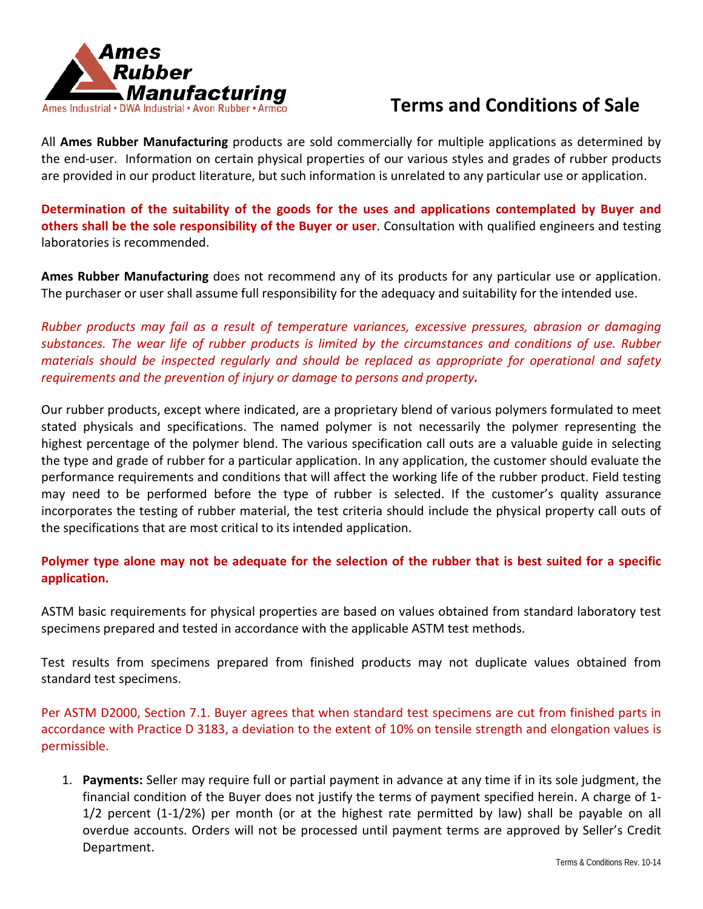Ames Rubber Manufacturing

Ames Industrial • DWA Industrial • Avon Rubber • Armco

# Terms and Conditions of Sale

All **Ames Rubber Manufacturing** products are sold commercially for multiple applications as determined by the end-user. Information on certain physical properties of our various styles and grades of rubber products are provided in our product literature, but such information is unrelated to any particular use or application.

**Determination of the suitability of the goods for the uses and applications contemplated by Buyer and others shall be the sole responsibility of the Buyer or user**. Consultation with qualified engineers and testing laboratories is recommended.

**Ames Rubber Manufacturing** does not recommend any of its products for any particular use or application. The purchaser or user shall assume full responsibility for the adequacy and suitability for the intended use.

*Rubber products may fail as a result of temperature variances, excessive pressures, abrasion or damaging substances. The wear life of rubber products is limited by the circumstances and conditions of use. Rubber materials should be inspected regularly and should be replaced as appropriate for operational and safety requirements and the prevention of injury or damage to persons and property.*

Our rubber products, except where indicated, are a proprietary blend of various polymers formulated to meet stated physicals and specifications. The named polymer is not necessarily the polymer representing the highest percentage of the polymer blend. The various specification call outs are a valuable guide in selecting the type and grade of rubber for a particular application. In any application, the customer should evaluate the performance requirements and conditions that will affect the working life of the rubber product. Field testing may need to be performed before the type of rubber is selected. If the customer's quality assurance incorporates the testing of rubber material, the test criteria should include the physical property call outs of the specifications that are most critical to its intended application.

**Polymer type alone may not be adequate for the selection of the rubber that is best suited for a specific application.**

ASTM basic requirements for physical properties are based on values obtained from standard laboratory test specimens prepared and tested in accordance with the applicable ASTM test methods.

Test results from specimens prepared from finished products may not duplicate values obtained from standard test specimens.

Per ASTM D2000, Section 7.1. Buyer agrees that when standard test specimens are cut from finished parts in accordance with Practice D 3183, a deviation to the extent of 10% on tensile strength and elongation values is permissible.

1. **Payments:** Seller may require full or partial payment in advance at any time if in its sole judgment, the financial condition of the Buyer does not justify the terms of payment specified herein. A charge of 1-1/2 percent (1-1/2%) per month (or at the highest rate permitted by law) shall be payable on all overdue accounts. Orders will not be processed until payment terms are approved by Seller's Credit Department.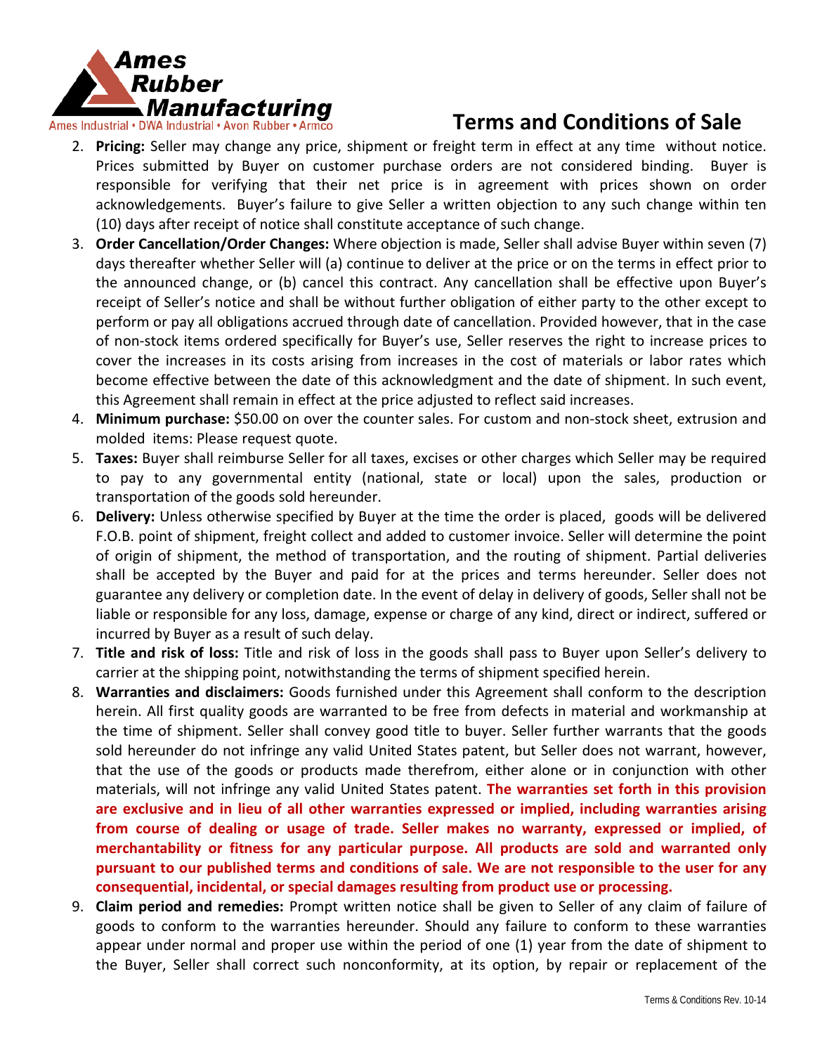## Terms and Conditions of Sale

2. **Pricing:** Seller may change any price, shipment or freight term in effect at any time without notice. Prices submitted by Buyer on customer purchase orders are not considered binding. Buyer is responsible for verifying that their net price is in agreement with prices shown on order acknowledgements. Buyer's failure to give Seller a written objection to any such change within ten (10) days after receipt of notice shall constitute acceptance of such change.
3. **Order Cancellation/Order Changes:** Where objection is made, Seller shall advise Buyer within seven (7) days thereafter whether Seller will (a) continue to deliver at the price or on the terms in effect prior to the announced change, or (b) cancel this contract. Any cancellation shall be effective upon Buyer's receipt of Seller's notice and shall be without further obligation of either party to the other except to perform or pay all obligations accrued through date of cancellation. Provided however, that in the case of non-stock items ordered specifically for Buyer's use, Seller reserves the right to increase prices to cover the increases in its costs arising from increases in the cost of materials or labor rates which become effective between the date of this acknowledgment and the date of shipment. In such event, this Agreement shall remain in effect at the price adjusted to reflect said increases.
4. **Minimum purchase:** $50.00 on over the counter sales. For custom and non-stock sheet, extrusion and molded items: Please request quote.
5. **Taxes:** Buyer shall reimburse Seller for all taxes, excises or other charges which Seller may be required to pay to any governmental entity (national, state or local) upon the sales, production or transportation of the goods sold hereunder.
6. **Delivery:** Unless otherwise specified by Buyer at the time the order is placed, goods will be delivered F.O.B. point of shipment, freight collect and added to customer invoice. Seller will determine the point of origin of shipment, the method of transportation, and the routing of shipment. Partial deliveries shall be accepted by the Buyer and paid for at the prices and terms hereunder. Seller does not guarantee any delivery or completion date. In the event of delay in delivery of goods, Seller shall not be liable or responsible for any loss, damage, expense or charge of any kind, direct or indirect, suffered or incurred by Buyer as a result of such delay.
7. **Title and risk of loss:** Title and risk of loss in the goods shall pass to Buyer upon Seller's delivery to carrier at the shipping point, notwithstanding the terms of shipment specified herein.
8. **Warranties and disclaimers:** Goods furnished under this Agreement shall conform to the description herein. All first quality goods are warranted to be free from defects in material and workmanship at the time of shipment. Seller shall convey good title to buyer. Seller further warrants that the goods sold hereunder do not infringe any valid United States patent, but Seller does not warrant, however, that the use of the goods or products made therefrom, either alone or in conjunction with other materials, will not infringe any valid United States patent. **The warranties set forth in this provision are exclusive and in lieu of all other warranties expressed or implied, including warranties arising from course of dealing or usage of trade. Seller makes no warranty, expressed or implied, of merchantability or fitness for any particular purpose. All products are sold and warranted only pursuant to our published terms and conditions of sale. We are not responsible to the user for any consequential, incidental, or special damages resulting from product use or processing.**
9. **Claim period and remedies:** Prompt written notice shall be given to Seller of any claim of failure of goods to conform to the warranties hereunder. Should any failure to conform to these warranties appear under normal and proper use within the period of one (1) year from the date of shipment to the Buyer, Seller shall correct such nonconformity, at its option, by repair or replacement of the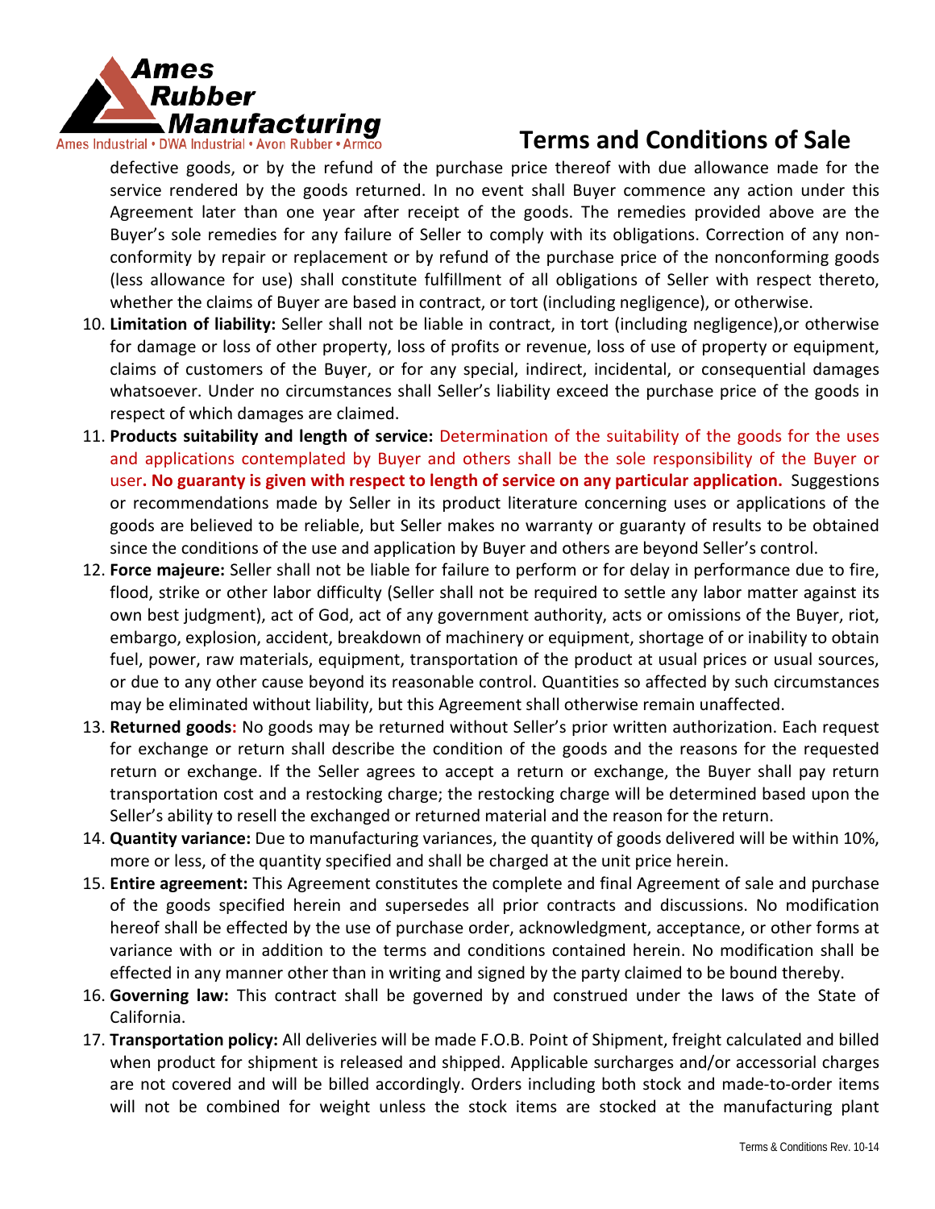defective goods, or by the refund of the purchase price thereof with due allowance made for the service rendered by the goods returned. In no event shall Buyer commence any action under this Agreement later than one year after receipt of the goods. The remedies provided above are the Buyer's sole remedies for any failure of Seller to comply with its obligations. Correction of any non-conformity by repair or replacement or by refund of the purchase price of the nonconforming goods (less allowance for use) shall constitute fulfillment of all obligations of Seller with respect thereto, whether the claims of Buyer are based in contract, or tort (including negligence), or otherwise.

10. **Limitation of liability:** Seller shall not be liable in contract, in tort (including negligence),or otherwise for damage or loss of other property, loss of profits or revenue, loss of use of property or equipment, claims of customers of the Buyer, or for any special, indirect, incidental, or consequential damages whatsoever. Under no circumstances shall Seller's liability exceed the purchase price of the goods in respect of which damages are claimed.
11. **Products suitability and length of service:** Determination of the suitability of the goods for the uses and applications contemplated by Buyer and others shall be the sole responsibility of the Buyer or user**. No guaranty is given with respect to length of service on any particular application.** Suggestions or recommendations made by Seller in its product literature concerning uses or applications of the goods are believed to be reliable, but Seller makes no warranty or guaranty of results to be obtained since the conditions of the use and application by Buyer and others are beyond Seller's control.
12. **Force majeure:** Seller shall not be liable for failure to perform or for delay in performance due to fire, flood, strike or other labor difficulty (Seller shall not be required to settle any labor matter against its own best judgment), act of God, act of any government authority, acts or omissions of the Buyer, riot, embargo, explosion, accident, breakdown of machinery or equipment, shortage of or inability to obtain fuel, power, raw materials, equipment, transportation of the product at usual prices or usual sources, or due to any other cause beyond its reasonable control. Quantities so affected by such circumstances may be eliminated without liability, but this Agreement shall otherwise remain unaffected.
13. **Returned goods:** No goods may be returned without Seller's prior written authorization. Each request for exchange or return shall describe the condition of the goods and the reasons for the requested return or exchange. If the Seller agrees to accept a return or exchange, the Buyer shall pay return transportation cost and a restocking charge; the restocking charge will be determined based upon the Seller's ability to resell the exchanged or returned material and the reason for the return.
14. **Quantity variance:** Due to manufacturing variances, the quantity of goods delivered will be within 10%, more or less, of the quantity specified and shall be charged at the unit price herein.
15. **Entire agreement:** This Agreement constitutes the complete and final Agreement of sale and purchase of the goods specified herein and supersedes all prior contracts and discussions. No modification hereof shall be effected by the use of purchase order, acknowledgment, acceptance, or other forms at variance with or in addition to the terms and conditions contained herein. No modification shall be effected in any manner other than in writing and signed by the party claimed to be bound thereby.
16. **Governing law:** This contract shall be governed by and construed under the laws of the State of California.
17. **Transportation policy:** All deliveries will be made F.O.B. Point of Shipment, freight calculated and billed when product for shipment is released and shipped. Applicable surcharges and/or accessorial charges are not covered and will be billed accordingly. Orders including both stock and made-to-order items will not be combined for weight unless the stock items are stocked at the manufacturing plant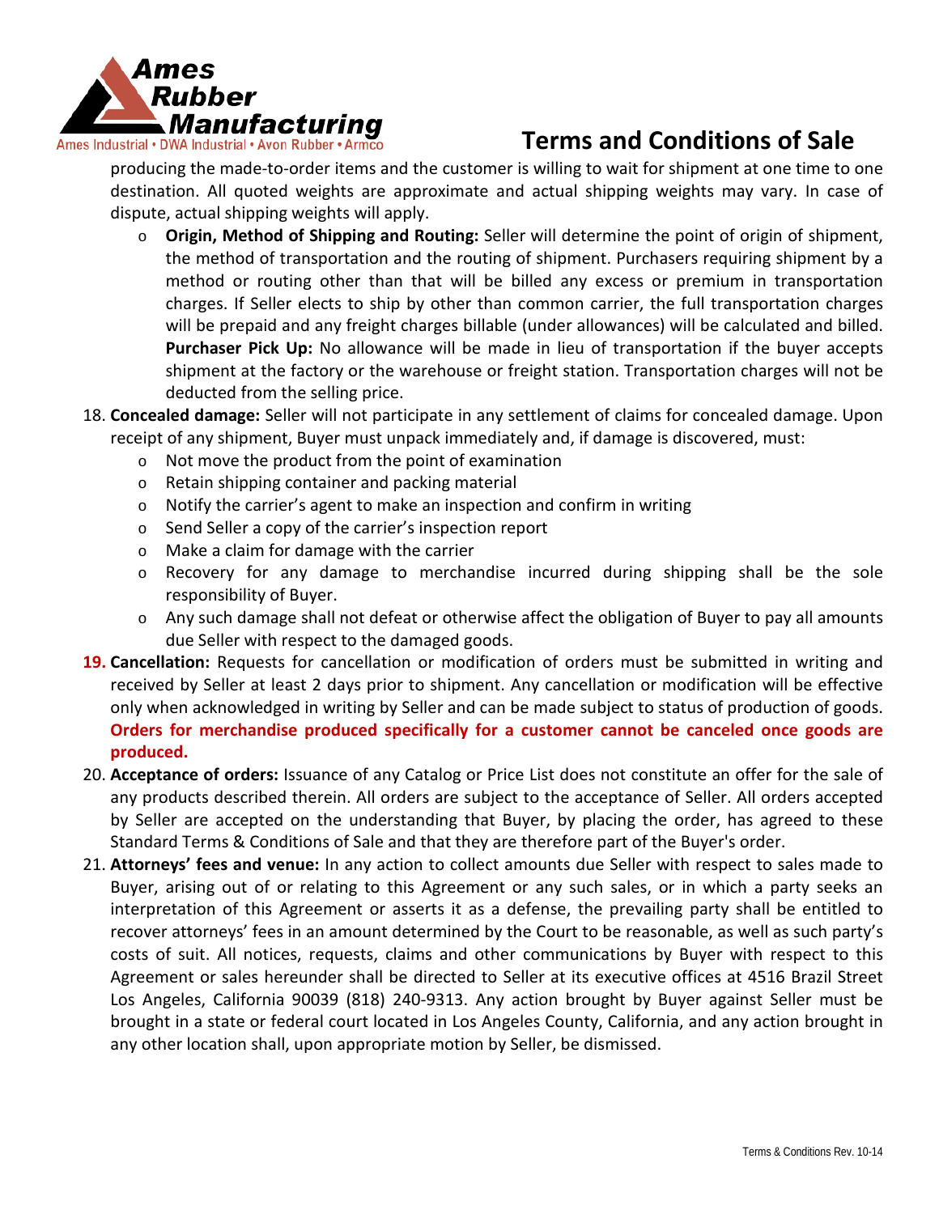producing the made-to-order items and the customer is willing to wait for shipment at one time to one destination. All quoted weights are approximate and actual shipping weights may vary. In case of dispute, actual shipping weights will apply.

- **Origin, Method of Shipping and Routing:** Seller will determine the point of origin of shipment, the method of transportation and the routing of shipment. Purchasers requiring shipment by a method or routing other than that will be billed any excess or premium in transportation charges. If Seller elects to ship by other than common carrier, the full transportation charges will be prepaid and any freight charges billable (under allowances) will be calculated and billed. **Purchaser Pick Up:** No allowance will be made in lieu of transportation if the buyer accepts shipment at the factory or the warehouse or freight station. Transportation charges will not be deducted from the selling price.

18. **Concealed damage:** Seller will not participate in any settlement of claims for concealed damage. Upon receipt of any shipment, Buyer must unpack immediately and, if damage is discovered, must:
    - Not move the product from the point of examination
    - Retain shipping container and packing material
    - Notify the carrier's agent to make an inspection and confirm in writing
    - Send Seller a copy of the carrier's inspection report
    - Make a claim for damage with the carrier
    - Recovery for any damage to merchandise incurred during shipping shall be the sole responsibility of Buyer.
    - Any such damage shall not defeat or otherwise affect the obligation of Buyer to pay all amounts due Seller with respect to the damaged goods.
19. **Cancellation:** Requests for cancellation or modification of orders must be submitted in writing and received by Seller at least 2 days prior to shipment. Any cancellation or modification will be effective only when acknowledged in writing by Seller and can be made subject to status of production of goods. **Orders for merchandise produced specifically for a customer cannot be canceled once goods are produced.**
20. **Acceptance of orders:** Issuance of any Catalog or Price List does not constitute an offer for the sale of any products described therein. All orders are subject to the acceptance of Seller. All orders accepted by Seller are accepted on the understanding that Buyer, by placing the order, has agreed to these Standard Terms & Conditions of Sale and that they are therefore part of the Buyer's order.
21. **Attorneys' fees and venue:** In any action to collect amounts due Seller with respect to sales made to Buyer, arising out of or relating to this Agreement or any such sales, or in which a party seeks an interpretation of this Agreement or asserts it as a defense, the prevailing party shall be entitled to recover attorneys' fees in an amount determined by the Court to be reasonable, as well as such party's costs of suit. All notices, requests, claims and other communications by Buyer with respect to this Agreement or sales hereunder shall be directed to Seller at its executive offices at 4516 Brazil Street Los Angeles, California 90039 (818) 240-9313. Any action brought by Buyer against Seller must be brought in a state or federal court located in Los Angeles County, California, and any action brought in any other location shall, upon appropriate motion by Seller, be dismissed.